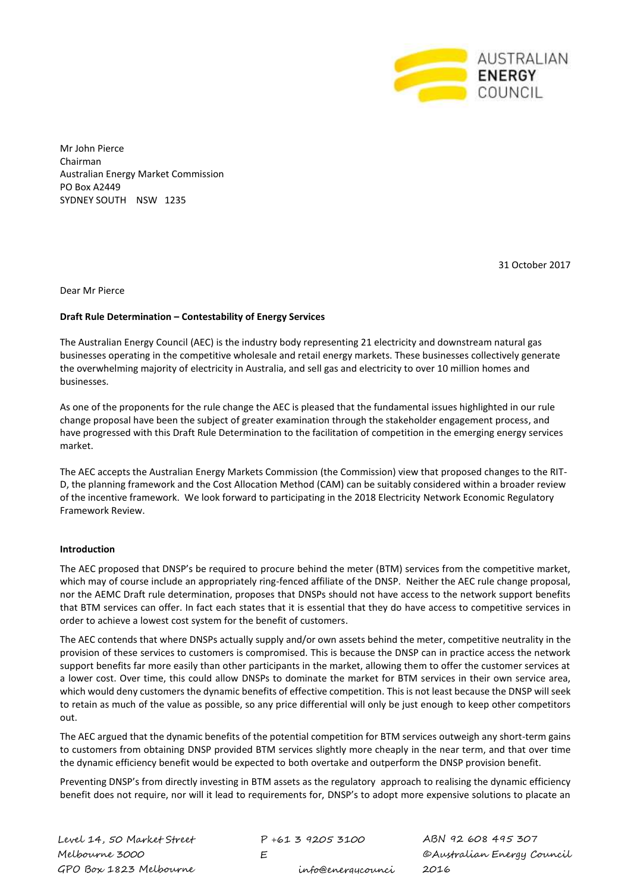Mr John Pierce
Chairman
Australian Energy Market Commission
PO Box A2449
SYDNEY SOUTH NSW 1235

31 October 2017

Dear Mr Pierce

**Draft Rule Determination – Contestability of Energy Services**

The Australian Energy Council (AEC) is the industry body representing 21 electricity and downstream natural gas businesses operating in the competitive wholesale and retail energy markets. These businesses collectively generate the overwhelming majority of electricity in Australia, and sell gas and electricity to over 10 million homes and businesses.

As one of the proponents for the rule change the AEC is pleased that the fundamental issues highlighted in our rule change proposal have been the subject of greater examination through the stakeholder engagement process, and have progressed with this Draft Rule Determination to the facilitation of competition in the emerging energy services market.

The AEC accepts the Australian Energy Markets Commission (the Commission) view that proposed changes to the RIT-D, the planning framework and the Cost Allocation Method (CAM) can be suitably considered within a broader review of the incentive framework. We look forward to participating in the 2018 Electricity Network Economic Regulatory Framework Review.

**Introduction**

The AEC proposed that DNSP's be required to procure behind the meter (BTM) services from the competitive market, which may of course include an appropriately ring-fenced affiliate of the DNSP. Neither the AEC rule change proposal, nor the AEMC Draft rule determination, proposes that DNSPs should not have access to the network support benefits that BTM services can offer. In fact each states that it is essential that they do have access to competitive services in order to achieve a lowest cost system for the benefit of customers.

The AEC contends that where DNSPs actually supply and/or own assets behind the meter, competitive neutrality in the provision of these services to customers is compromised. This is because the DNSP can in practice access the network support benefits far more easily than other participants in the market, allowing them to offer the customer services at a lower cost. Over time, this could allow DNSPs to dominate the market for BTM services in their own service area, which would deny customers the dynamic benefits of effective competition. This is not least because the DNSP will seek to retain as much of the value as possible, so any price differential will only be just enough to keep other competitors out.

The AEC argued that the dynamic benefits of the potential competition for BTM services outweigh any short-term gains to customers from obtaining DNSP provided BTM services slightly more cheaply in the near term, and that over time the dynamic efficiency benefit would be expected to both overtake and outperform the DNSP provision benefit.

Preventing DNSP's from directly investing in BTM assets as the regulatory approach to realising the dynamic efficiency benefit does not require, nor will it lead to requirements for, DNSP's to adopt more expensive solutions to placate an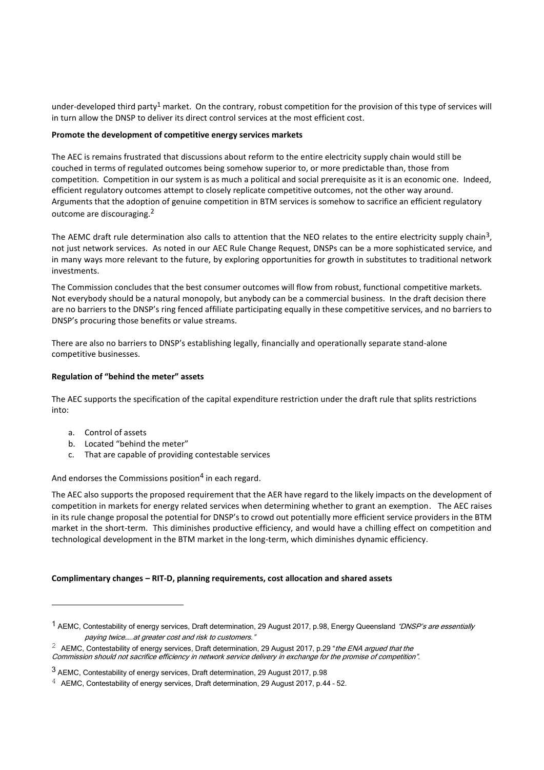under-developed third party[1] market. On the contrary, robust competition for the provision of this type of services will in turn allow the DNSP to deliver its direct control services at the most efficient cost.

**Promote the development of competitive energy services markets**

The AEC is remains frustrated that discussions about reform to the entire electricity supply chain would still be couched in terms of regulated outcomes being somehow superior to, or more predictable than, those from competition. Competition in our system is as much a political and social prerequisite as it is an economic one. Indeed, efficient regulatory outcomes attempt to closely replicate competitive outcomes, not the other way around. Arguments that the adoption of genuine competition in BTM services is somehow to sacrifice an efficient regulatory outcome are discouraging.[2]

The AEMC draft rule determination also calls to attention that the NEO relates to the entire electricity supply chain[3], not just network services. As noted in our AEC Rule Change Request, DNSPs can be a more sophisticated service, and in many ways more relevant to the future, by exploring opportunities for growth in substitutes to traditional network investments.

The Commission concludes that the best consumer outcomes will flow from robust, functional competitive markets. Not everybody should be a natural monopoly, but anybody can be a commercial business. In the draft decision there are no barriers to the DNSP's ring fenced affiliate participating equally in these competitive services, and no barriers to DNSP's procuring those benefits or value streams.

There are also no barriers to DNSP's establishing legally, financially and operationally separate stand-alone competitive businesses.

**Regulation of "behind the meter" assets**

The AEC supports the specification of the capital expenditure restriction under the draft rule that splits restrictions into:

a. Control of assets
b. Located "behind the meter"
c. That are capable of providing contestable services

And endorses the Commissions position[4] in each regard.

The AEC also supports the proposed requirement that the AER have regard to the likely impacts on the development of competition in markets for energy related services when determining whether to grant an exemption. The AEC raises in its rule change proposal the potential for DNSP's to crowd out potentially more efficient service providers in the BTM market in the short-term. This diminishes productive efficiency, and would have a chilling effect on competition and technological development in the BTM market in the long-term, which diminishes dynamic efficiency.

**Complimentary changes – RIT-D, planning requirements, cost allocation and shared assets**

---

[1] AEMC, Contestability of energy services, Draft determination, 29 August 2017, p.98, Energy Queensland *"DNSP's are essentially paying twice.....at greater cost and risk to customers."*

[2] AEMC, Contestability of energy services, Draft determination, 29 August 2017, p.29 "*the ENA argued that the Commission should not sacrifice efficiency in network service delivery in exchange for the promise of competition*".

[3] AEMC, Contestability of energy services, Draft determination, 29 August 2017, p.98

[4] AEMC, Contestability of energy services, Draft determination, 29 August 2017, p.44 - 52.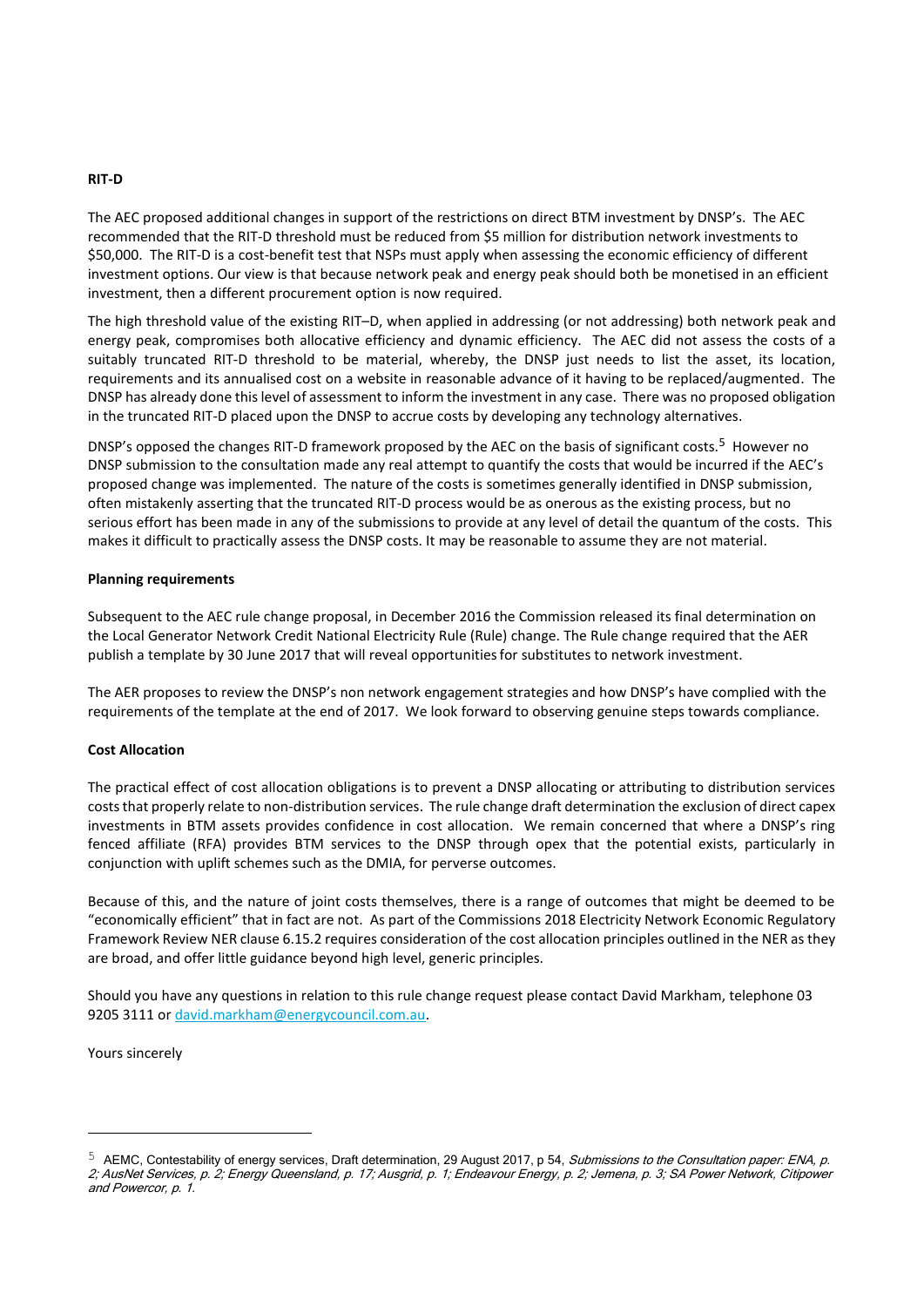**RIT-D**

The AEC proposed additional changes in support of the restrictions on direct BTM investment by DNSP's. The AEC recommended that the RIT-D threshold must be reduced from $5 million for distribution network investments to $50,000. The RIT-D is a cost-benefit test that NSPs must apply when assessing the economic efficiency of different investment options. Our view is that because network peak and energy peak should both be monetised in an efficient investment, then a different procurement option is now required.

The high threshold value of the existing RIT–D, when applied in addressing (or not addressing) both network peak and energy peak, compromises both allocative efficiency and dynamic efficiency. The AEC did not assess the costs of a suitably truncated RIT-D threshold to be material, whereby, the DNSP just needs to list the asset, its location, requirements and its annualised cost on a website in reasonable advance of it having to be replaced/augmented. The DNSP has already done this level of assessment to inform the investment in any case. There was no proposed obligation in the truncated RIT-D placed upon the DNSP to accrue costs by developing any technology alternatives.

DNSP's opposed the changes RIT-D framework proposed by the AEC on the basis of significant costs.[5] However no DNSP submission to the consultation made any real attempt to quantify the costs that would be incurred if the AEC's proposed change was implemented. The nature of the costs is sometimes generally identified in DNSP submission, often mistakenly asserting that the truncated RIT-D process would be as onerous as the existing process, but no serious effort has been made in any of the submissions to provide at any level of detail the quantum of the costs. This makes it difficult to practically assess the DNSP costs. It may be reasonable to assume they are not material.

**Planning requirements**

Subsequent to the AEC rule change proposal, in December 2016 the Commission released its final determination on the Local Generator Network Credit National Electricity Rule (Rule) change. The Rule change required that the AER publish a template by 30 June 2017 that will reveal opportunities for substitutes to network investment.

The AER proposes to review the DNSP's non network engagement strategies and how DNSP's have complied with the requirements of the template at the end of 2017. We look forward to observing genuine steps towards compliance.

**Cost Allocation**

The practical effect of cost allocation obligations is to prevent a DNSP allocating or attributing to distribution services costs that properly relate to non-distribution services. The rule change draft determination the exclusion of direct capex investments in BTM assets provides confidence in cost allocation. We remain concerned that where a DNSP's ring fenced affiliate (RFA) provides BTM services to the DNSP through opex that the potential exists, particularly in conjunction with uplift schemes such as the DMIA, for perverse outcomes.

Because of this, and the nature of joint costs themselves, there is a range of outcomes that might be deemed to be "economically efficient" that in fact are not. As part of the Commissions 2018 Electricity Network Economic Regulatory Framework Review NER clause 6.15.2 requires consideration of the cost allocation principles outlined in the NER as they are broad, and offer little guidance beyond high level, generic principles.

Should you have any questions in relation to this rule change request please contact David Markham, telephone 03 9205 3111 or david.markham@energycouncil.com.au.

Yours sincerely

---

[5] AEMC, Contestability of energy services, Draft determination, 29 August 2017, p 54, *Submissions to the Consultation paper: ENA, p. 2; AusNet Services, p. 2; Energy Queensland, p. 17; Ausgrid, p. 1; Endeavour Energy, p. 2; Jemena, p. 3; SA Power Network, Citipower and Powercor, p. 1.*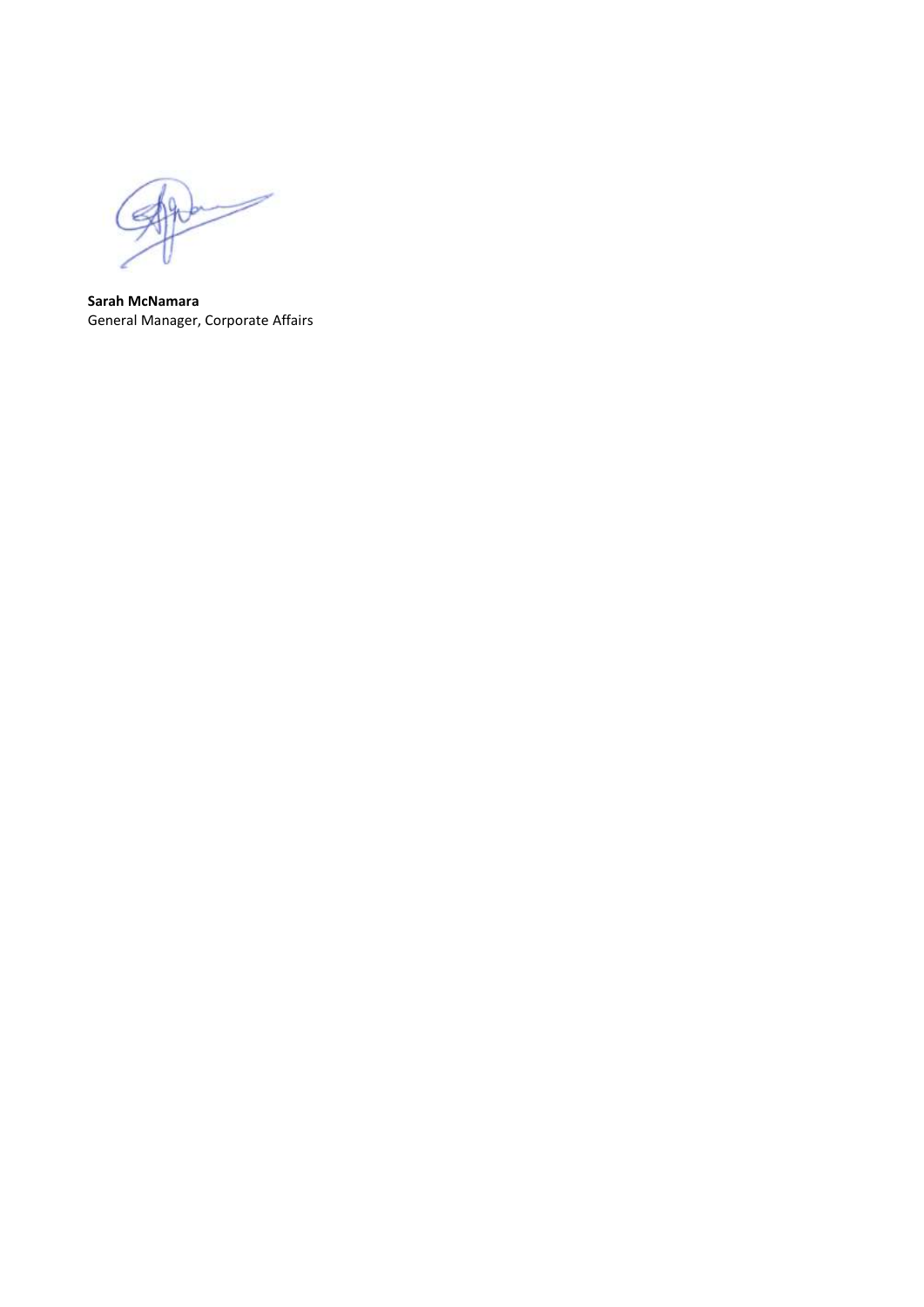**Sarah McNamara**
General Manager, Corporate Affairs